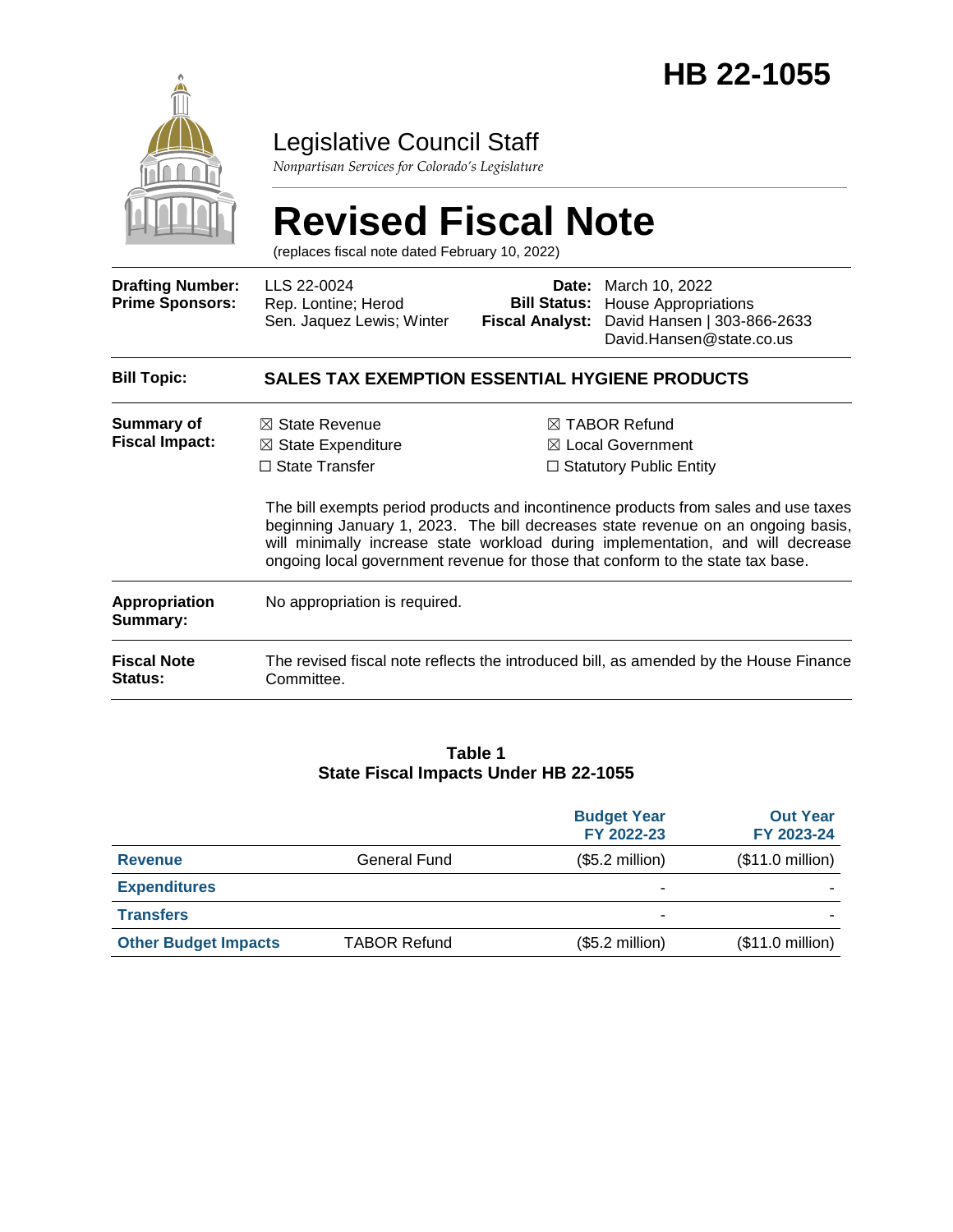# HB 22-1055

Legislative Council Staff

*Nonpartisan Services for Colorado's Legislature*

# Revised Fiscal Note

(replaces fiscal note dated February 10, 2022)

| | | | |
|---|---|---|---|
| **Drafting Number:** | LLS 22-0024 | **Date:** | March 10, 2022 |
| **Prime Sponsors:** | Rep. Lontine; Herod<br>Sen. Jaquez Lewis; Winter | **Bill Status:** | House Appropriations |
| | | **Fiscal Analyst:** | David Hansen \| 303-866-2633<br>David.Hansen@state.co.us |

| | |
|---|---|
| **Bill Topic:** | **SALES TAX EXEMPTION ESSENTIAL HYGIENE PRODUCTS** |
| **Summary of Fiscal Impact:** | ☒ State Revenue ☒ State Expenditure ☐ State Transfer ☒ TABOR Refund ☒ Local Government ☐ Statutory Public Entity<br><br>The bill exempts period products and incontinence products from sales and use taxes beginning January 1, 2023. The bill decreases state revenue on an ongoing basis, will minimally increase state workload during implementation, and will decrease ongoing local government revenue for those that conform to the state tax base. |
| **Appropriation Summary:** | No appropriation is required. |
| **Fiscal Note Status:** | The revised fiscal note reflects the introduced bill, as amended by the House Finance Committee. |

**Table 1**
**State Fiscal Impacts Under HB 22-1055**

| | | Budget Year FY 2022-23 | Out Year FY 2023-24 |
|---|---|---|---|
| **Revenue** | General Fund | ($5.2 million) | ($11.0 million) |
| **Expenditures** | | - | - |
| **Transfers** | | - | - |
| **Other Budget Impacts** | TABOR Refund | ($5.2 million) | ($11.0 million) |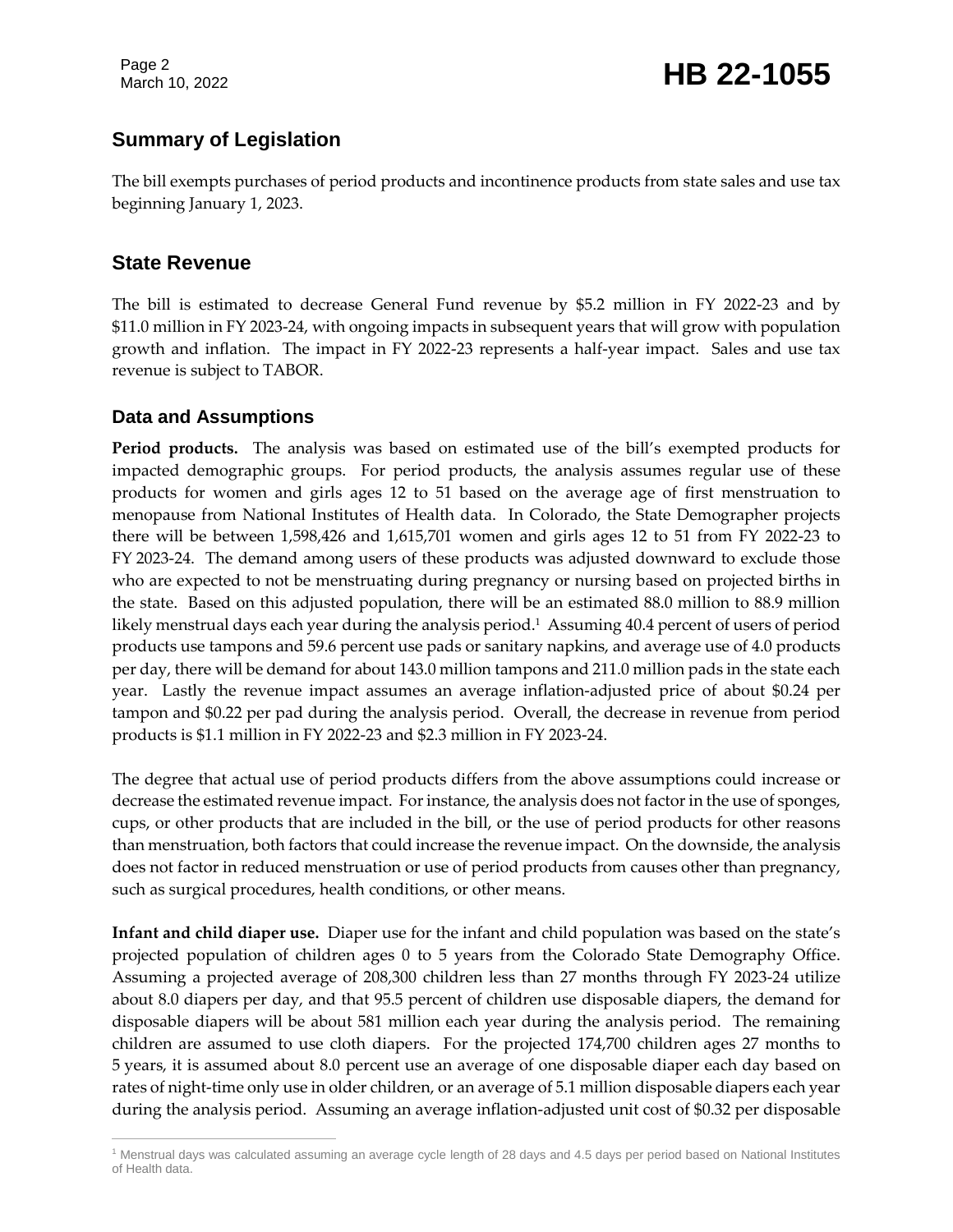## Summary of Legislation

The bill exempts purchases of period products and incontinence products from state sales and use tax beginning January 1, 2023.

## State Revenue

The bill is estimated to decrease General Fund revenue by $5.2 million in FY 2022-23 and by $11.0 million in FY 2023-24, with ongoing impacts in subsequent years that will grow with population growth and inflation. The impact in FY 2022-23 represents a half-year impact. Sales and use tax revenue is subject to TABOR.

### Data and Assumptions

**Period products.** The analysis was based on estimated use of the bill's exempted products for impacted demographic groups. For period products, the analysis assumes regular use of these products for women and girls ages 12 to 51 based on the average age of first menstruation to menopause from National Institutes of Health data. In Colorado, the State Demographer projects there will be between 1,598,426 and 1,615,701 women and girls ages 12 to 51 from FY 2022-23 to FY 2023-24. The demand among users of these products was adjusted downward to exclude those who are expected to not be menstruating during pregnancy or nursing based on projected births in the state. Based on this adjusted population, there will be an estimated 88.0 million to 88.9 million likely menstrual days each year during the analysis period.[1] Assuming 40.4 percent of users of period products use tampons and 59.6 percent use pads or sanitary napkins, and average use of 4.0 products per day, there will be demand for about 143.0 million tampons and 211.0 million pads in the state each year. Lastly the revenue impact assumes an average inflation-adjusted price of about $0.24 per tampon and $0.22 per pad during the analysis period. Overall, the decrease in revenue from period products is $1.1 million in FY 2022-23 and $2.3 million in FY 2023-24.

The degree that actual use of period products differs from the above assumptions could increase or decrease the estimated revenue impact. For instance, the analysis does not factor in the use of sponges, cups, or other products that are included in the bill, or the use of period products for other reasons than menstruation, both factors that could increase the revenue impact. On the downside, the analysis does not factor in reduced menstruation or use of period products from causes other than pregnancy, such as surgical procedures, health conditions, or other means.

**Infant and child diaper use.** Diaper use for the infant and child population was based on the state's projected population of children ages 0 to 5 years from the Colorado State Demography Office. Assuming a projected average of 208,300 children less than 27 months through FY 2023-24 utilize about 8.0 diapers per day, and that 95.5 percent of children use disposable diapers, the demand for disposable diapers will be about 581 million each year during the analysis period. The remaining children are assumed to use cloth diapers. For the projected 174,700 children ages 27 months to 5 years, it is assumed about 8.0 percent use an average of one disposable diaper each day based on rates of night-time only use in older children, or an average of 5.1 million disposable diapers each year during the analysis period. Assuming an average inflation-adjusted unit cost of $0.32 per disposable

[1] Menstrual days was calculated assuming an average cycle length of 28 days and 4.5 days per period based on National Institutes of Health data.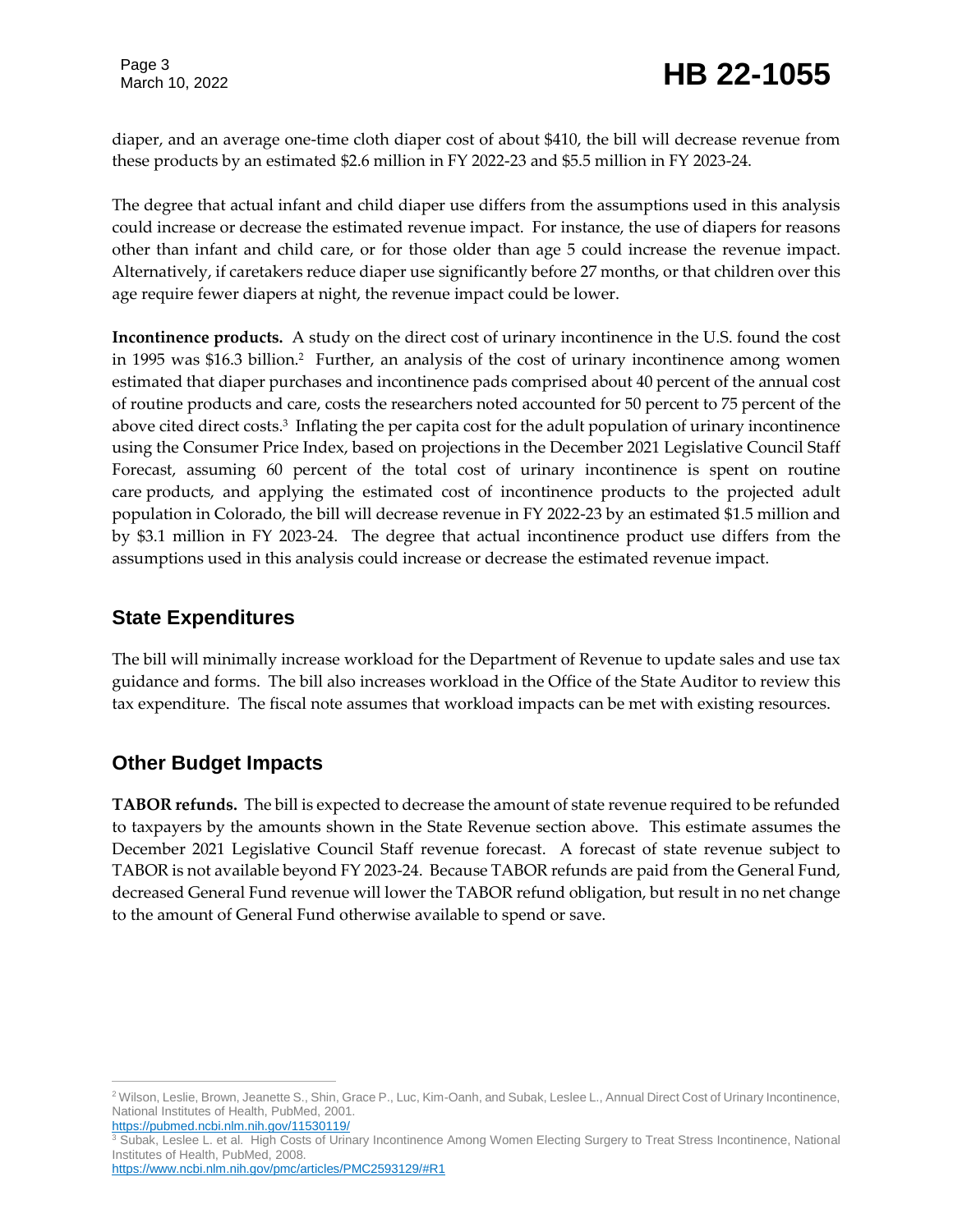diaper, and an average one-time cloth diaper cost of about $410, the bill will decrease revenue from these products by an estimated $2.6 million in FY 2022-23 and $5.5 million in FY 2023-24.

The degree that actual infant and child diaper use differs from the assumptions used in this analysis could increase or decrease the estimated revenue impact. For instance, the use of diapers for reasons other than infant and child care, or for those older than age 5 could increase the revenue impact. Alternatively, if caretakers reduce diaper use significantly before 27 months, or that children over this age require fewer diapers at night, the revenue impact could be lower.

**Incontinence products.** A study on the direct cost of urinary incontinence in the U.S. found the cost in 1995 was $16.3 billion.[2] Further, an analysis of the cost of urinary incontinence among women estimated that diaper purchases and incontinence pads comprised about 40 percent of the annual cost of routine products and care, costs the researchers noted accounted for 50 percent to 75 percent of the above cited direct costs.[3] Inflating the per capita cost for the adult population of urinary incontinence using the Consumer Price Index, based on projections in the December 2021 Legislative Council Staff Forecast, assuming 60 percent of the total cost of urinary incontinence is spent on routine care products, and applying the estimated cost of incontinence products to the projected adult population in Colorado, the bill will decrease revenue in FY 2022-23 by an estimated $1.5 million and by $3.1 million in FY 2023-24. The degree that actual incontinence product use differs from the assumptions used in this analysis could increase or decrease the estimated revenue impact.

## State Expenditures

The bill will minimally increase workload for the Department of Revenue to update sales and use tax guidance and forms. The bill also increases workload in the Office of the State Auditor to review this tax expenditure. The fiscal note assumes that workload impacts can be met with existing resources.

## Other Budget Impacts

**TABOR refunds.** The bill is expected to decrease the amount of state revenue required to be refunded to taxpayers by the amounts shown in the State Revenue section above. This estimate assumes the December 2021 Legislative Council Staff revenue forecast. A forecast of state revenue subject to TABOR is not available beyond FY 2023-24. Because TABOR refunds are paid from the General Fund, decreased General Fund revenue will lower the TABOR refund obligation, but result in no net change to the amount of General Fund otherwise available to spend or save.

---

[2] Wilson, Leslie, Brown, Jeanette S., Shin, Grace P., Luc, Kim-Oanh, and Subak, Leslee L., Annual Direct Cost of Urinary Incontinence, National Institutes of Health, PubMed, 2001.
https://pubmed.ncbi.nlm.nih.gov/11530119/

[3] Subak, Leslee L. et al. High Costs of Urinary Incontinence Among Women Electing Surgery to Treat Stress Incontinence, National Institutes of Health, PubMed, 2008.
https://www.ncbi.nlm.nih.gov/pmc/articles/PMC2593129/#R1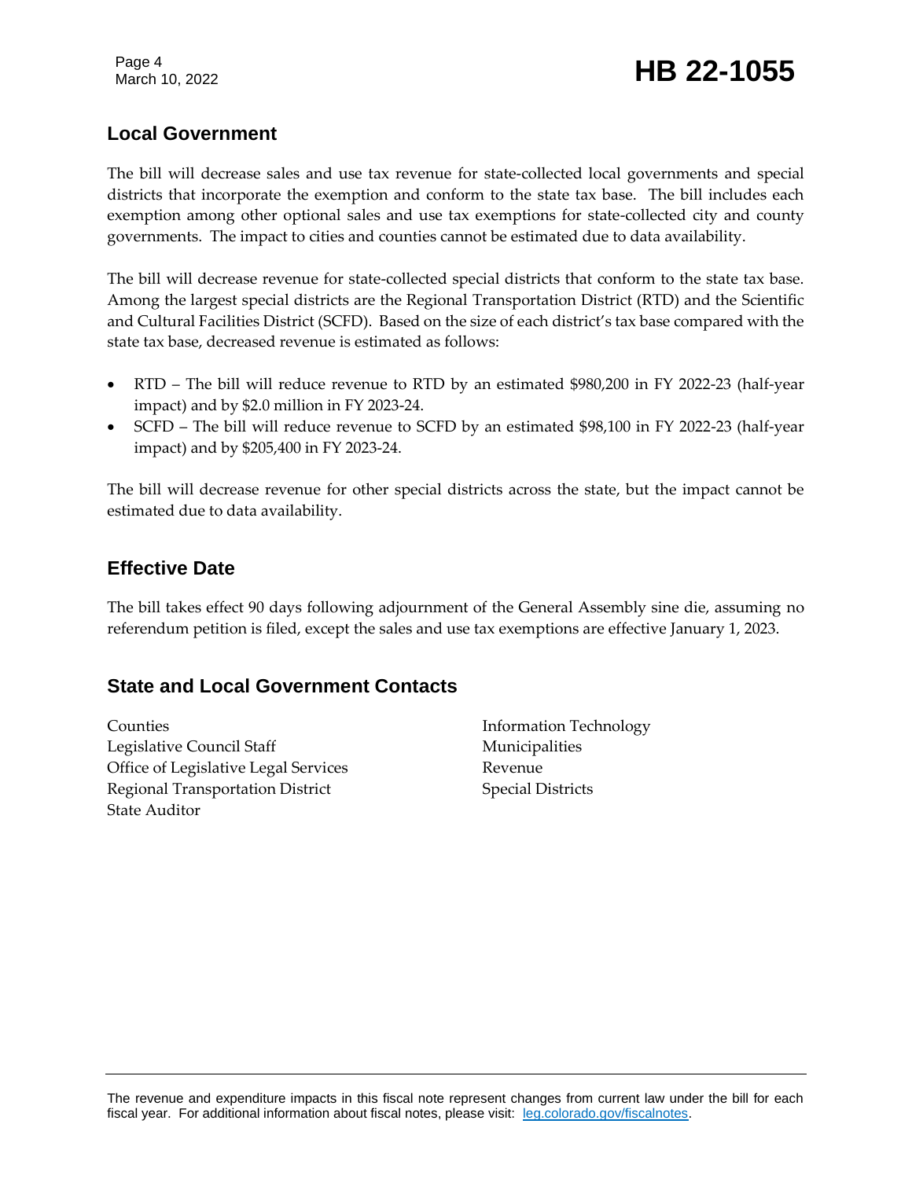## Local Government

The bill will decrease sales and use tax revenue for state-collected local governments and special districts that incorporate the exemption and conform to the state tax base. The bill includes each exemption among other optional sales and use tax exemptions for state-collected city and county governments. The impact to cities and counties cannot be estimated due to data availability.

The bill will decrease revenue for state-collected special districts that conform to the state tax base. Among the largest special districts are the Regional Transportation District (RTD) and the Scientific and Cultural Facilities District (SCFD). Based on the size of each district's tax base compared with the state tax base, decreased revenue is estimated as follows:

- RTD – The bill will reduce revenue to RTD by an estimated $980,200 in FY 2022-23 (half-year impact) and by $2.0 million in FY 2023-24.
- SCFD – The bill will reduce revenue to SCFD by an estimated $98,100 in FY 2022-23 (half-year impact) and by $205,400 in FY 2023-24.

The bill will decrease revenue for other special districts across the state, but the impact cannot be estimated due to data availability.

## Effective Date

The bill takes effect 90 days following adjournment of the General Assembly sine die, assuming no referendum petition is filed, except the sales and use tax exemptions are effective January 1, 2023.

## State and Local Government Contacts

Counties
Legislative Council Staff
Office of Legislative Legal Services
Regional Transportation District
State Auditor
Information Technology
Municipalities
Revenue
Special Districts

The revenue and expenditure impacts in this fiscal note represent changes from current law under the bill for each fiscal year. For additional information about fiscal notes, please visit: leg.colorado.gov/fiscalnotes.